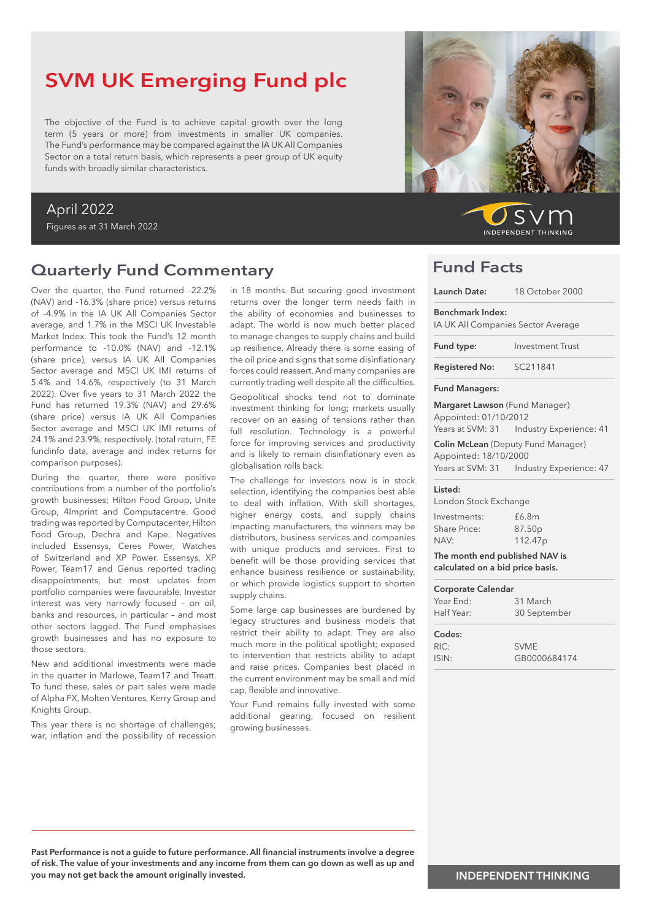# SVM UK Emerging Fund plc

The objective of the Fund is to achieve capital growth over the long term (5 years or more) from investments in smaller UK companies. The Fund's performance may be compared against the IA UK All Companies Sector on a total return basis, which represents a peer group of UK equity funds with broadly similar characteristics.

April 2022

Figures as at 31 March 2022

SVM INDEPENDENT THINKING

## Quarterly Fund Commentary

Over the quarter, the Fund returned -22.2% (NAV) and -16.3% (share price) versus returns of -4.9% in the IA UK All Companies Sector average, and 1.7% in the MSCI UK Investable Market Index. This took the Fund's 12 month performance to -10.0% (NAV) and -12.1% (share price), versus IA UK All Companies Sector average and MSCI UK IMI returns of 5.4% and 14.6%, respectively (to 31 March 2022). Over five years to 31 March 2022 the Fund has returned 19.3% (NAV) and 29.6% (share price) versus IA UK All Companies Sector average and MSCI UK IMI returns of 24.1% and 23.9%, respectively. (total return, FE fundinfo data, average and index returns for comparison purposes).

During the quarter, there were positive contributions from a number of the portfolio's growth businesses; Hilton Food Group, Unite Group, 4Imprint and Computacentre. Good trading was reported by Computacenter, Hilton Food Group, Dechra and Kape. Negatives included Essensys, Ceres Power, Watches of Switzerland and XP Power. Essensys, XP Power, Team17 and Genus reported trading disappointments, but most updates from portfolio companies were favourable. Investor interest was very narrowly focused – on oil, banks and resources, in particular – and most other sectors lagged. The Fund emphasises growth businesses and has no exposure to those sectors.

New and additional investments were made in the quarter in Marlowe, Team17 and Treatt. To fund these, sales or part sales were made of Alpha FX, Molten Ventures, Kerry Group and Knights Group.

This year there is no shortage of challenges; war, inflation and the possibility of recession in 18 months. But securing good investment returns over the longer term needs faith in the ability of economies and businesses to adapt. The world is now much better placed to manage changes to supply chains and build up resilience. Already there is some easing of the oil price and signs that some disinflationary forces could reassert. And many companies are currently trading well despite all the difficulties.

Geopolitical shocks tend not to dominate investment thinking for long; markets usually recover on an easing of tensions rather than full resolution. Technology is a powerful force for improving services and productivity and is likely to remain disinflationary even as globalisation rolls back.

The challenge for investors now is in stock selection, identifying the companies best able to deal with inflation. With skill shortages, higher energy costs, and supply chains impacting manufacturers, the winners may be distributors, business services and companies with unique products and services. First to benefit will be those providing services that enhance business resilience or sustainability, or which provide logistics support to shorten supply chains.

Some large cap businesses are burdened by legacy structures and business models that restrict their ability to adapt. They are also much more in the political spotlight; exposed to intervention that restricts ability to adapt and raise prices. Companies best placed in the current environment may be small and mid cap, flexible and innovative.

Your Fund remains fully invested with some additional gearing, focused on resilient growing businesses.

**Past Performance is not a guide to future performance. All financial instruments involve a degree of risk. The value of your investments and any income from them can go down as well as up and you may not get back the amount originally invested.**

## Fund Facts

| | |
|---|---|
| **Launch Date:** | 18 October 2000 |

**Benchmark Index:**
IA UK All Companies Sector Average

| | |
|---|---|
| **Fund type:** | Investment Trust |
| **Registered No:** | SC211841 |

**Fund Managers:**

**Margaret Lawson** (Fund Manager)
Appointed: 01/10/2012
Years at SVM: 31 Industry Experience: 41

**Colin McLean** (Deputy Fund Manager)
Appointed: 18/10/2000
Years at SVM: 31 Industry Experience: 47

**Listed:**
London Stock Exchange

| | |
|---|---|
| Investments: | £6.8m |
| Share Price: | 87.50p |
| NAV: | 112.47p |

**The month end published NAV is calculated on a bid price basis.**

**Corporate Calendar**

| | |
|---|---|
| Year End: | 31 March |
| Half Year: | 30 September |

**Codes:**

| | |
|---|---|
| RIC: | SVME |
| ISIN: | GB0000684174 |

**INDEPENDENT THINKING**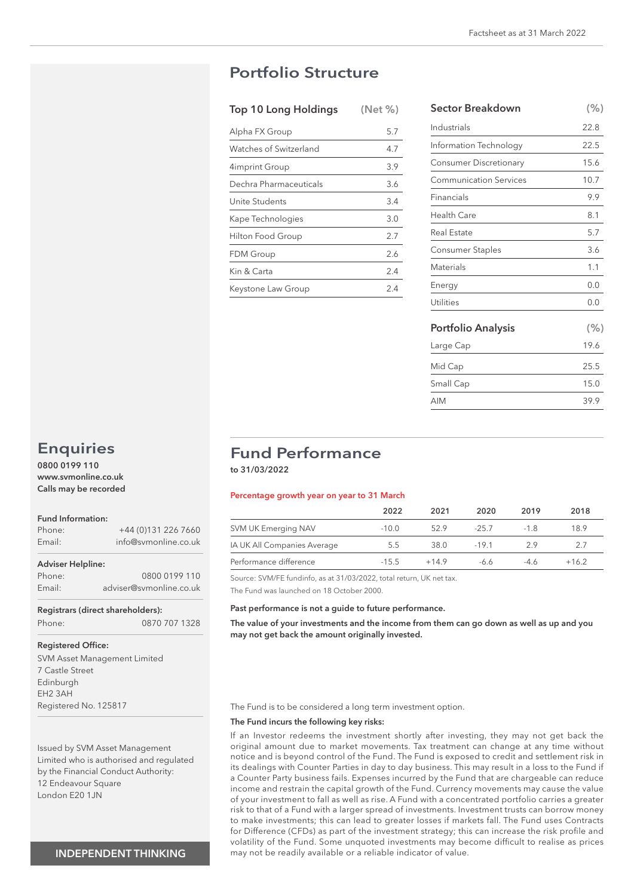## Portfolio Structure

| Top 10 Long Holdings | (Net %) |
|---|---|
| Alpha FX Group | 5.7 |
| Watches of Switzerland | 4.7 |
| 4imprint Group | 3.9 |
| Dechra Pharmaceuticals | 3.6 |
| Unite Students | 3.4 |
| Kape Technologies | 3.0 |
| Hilton Food Group | 2.7 |
| FDM Group | 2.6 |
| Kin & Carta | 2.4 |
| Keystone Law Group | 2.4 |

| Sector Breakdown | (%) |
|---|---|
| Industrials | 22.8 |
| Information Technology | 22.5 |
| Consumer Discretionary | 15.6 |
| Communication Services | 10.7 |
| Financials | 9.9 |
| Health Care | 8.1 |
| Real Estate | 5.7 |
| Consumer Staples | 3.6 |
| Materials | 1.1 |
| Energy | 0.0 |
| Utilities | 0.0 |

| Portfolio Analysis | (%) |
|---|---|
| Large Cap | 19.6 |
| Mid Cap | 25.5 |
| Small Cap | 15.0 |
| AIM | 39.9 |

## Fund Performance

**to 31/03/2022**

Percentage growth year on year to 31 March

| | 2022 | 2021 | 2020 | 2019 | 2018 |
|---|---|---|---|---|---|
| SVM UK Emerging NAV | -10.0 | 52.9 | -25.7 | -1.8 | 18.9 |
| IA UK All Companies Average | 5.5 | 38.0 | -19.1 | 2.9 | 2.7 |
| Performance difference | -15.5 | +14.9 | -6.6 | -4.6 | +16.2 |

Source: SVM/FE fundinfo, as at 31/03/2022, total return, UK net tax.

The Fund was launched on 18 October 2000.

**Past performance is not a guide to future performance.**

**The value of your investments and the income from them can go down as well as up and you may not get back the amount originally invested.**

The Fund is to be considered a long term investment option.

**The Fund incurs the following key risks:**

If an Investor redeems the investment shortly after investing, they may not get back the original amount due to market movements. Tax treatment can change at any time without notice and is beyond control of the Fund. The Fund is exposed to credit and settlement risk in its dealings with Counter Parties in day to day business. This may result in a loss to the Fund if a Counter Party business fails. Expenses incurred by the Fund that are chargeable can reduce income and restrain the capital growth of the Fund. Currency movements may cause the value of your investment to fall as well as rise. A Fund with a concentrated portfolio carries a greater risk to that of a Fund with a larger spread of investments. Investment trusts can borrow money to make investments; this can lead to greater losses if markets fall. The Fund uses Contracts for Difference (CFDs) as part of the investment strategy; this can increase the risk profile and volatility of the Fund. Some unquoted investments may become difficult to realise as prices may not be readily available or a reliable indicator of value.

## Enquiries

**0800 0199 110**
**www.svmonline.co.uk**
**Calls may be recorded**

**Fund Information:**
Phone: +44 (0)131 226 7660
Email: info@svmonline.co.uk

**Adviser Helpline:**
Phone: 0800 0199 110
Email: adviser@svmonline.co.uk

**Registrars (direct shareholders):**
Phone: 0870 707 1328

**Registered Office:**
SVM Asset Management Limited
7 Castle Street
Edinburgh
EH2 3AH
Registered No. 125817

Issued by SVM Asset Management Limited who is authorised and regulated by the Financial Conduct Authority:
12 Endeavour Square
London E20 1JN

INDEPENDENT THINKING